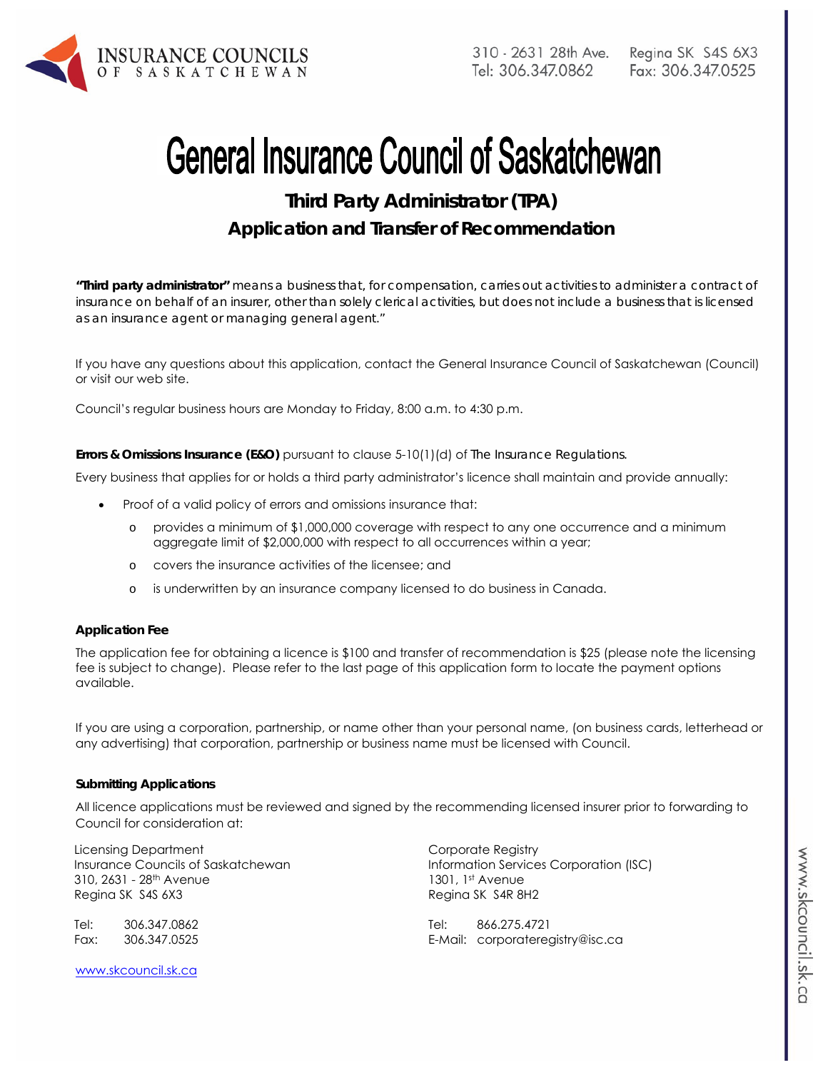INSURANCE COUNCILS OF SASKATCHEWAN

310 - 2631 28th Ave. Regina SK S4S 6X3
Tel: 306.347.0862 Fax: 306.347.0525

# General Insurance Council of Saskatchewan

## Third Party Administrator (TPA)
## Application and Transfer of Recommendation

**"Third party administrator"** means a business that, for compensation, carries out activities to administer a contract of insurance on behalf of an insurer, other than solely clerical activities, but does not include a business that is licensed as an insurance agent or managing general agent."

If you have any questions about this application, contact the General Insurance Council of Saskatchewan (Council) or visit our web site.

Council's regular business hours are Monday to Friday, 8:00 a.m. to 4:30 p.m.

**Errors & Omissions Insurance (E&O)** pursuant to clause 5-10(1)(d) of *The Insurance Regulations*.

Every business that applies for or holds a third party administrator's licence shall maintain and provide annually:

- Proof of a valid policy of errors and omissions insurance that:
  - provides a minimum of $1,000,000 coverage with respect to any one occurrence and a minimum aggregate limit of $2,000,000 with respect to all occurrences within a year;
  - covers the insurance activities of the licensee; and
  - is underwritten by an insurance company licensed to do business in Canada.

**Application Fee**

The application fee for obtaining a licence is $100 and transfer of recommendation is $25 (please note the licensing fee is subject to change). Please refer to the last page of this application form to locate the payment options available.

If you are using a corporation, partnership, or name other than your personal name, (on business cards, letterhead or any advertising) that corporation, partnership or business name must be licensed with Council.

**Submitting Applications**

All licence applications must be reviewed and signed by the recommending licensed insurer prior to forwarding to Council for consideration at:

Licensing Department
Insurance Councils of Saskatchewan
310, 2631 - 28th Avenue
Regina SK S4S 6X3

Tel: 306.347.0862
Fax: 306.347.0525

www.skcouncil.sk.ca

Corporate Registry
Information Services Corporation (ISC)
1301, 1st Avenue
Regina SK S4R 8H2

Tel: 866.275.4721
E-Mail: corporateregistry@isc.ca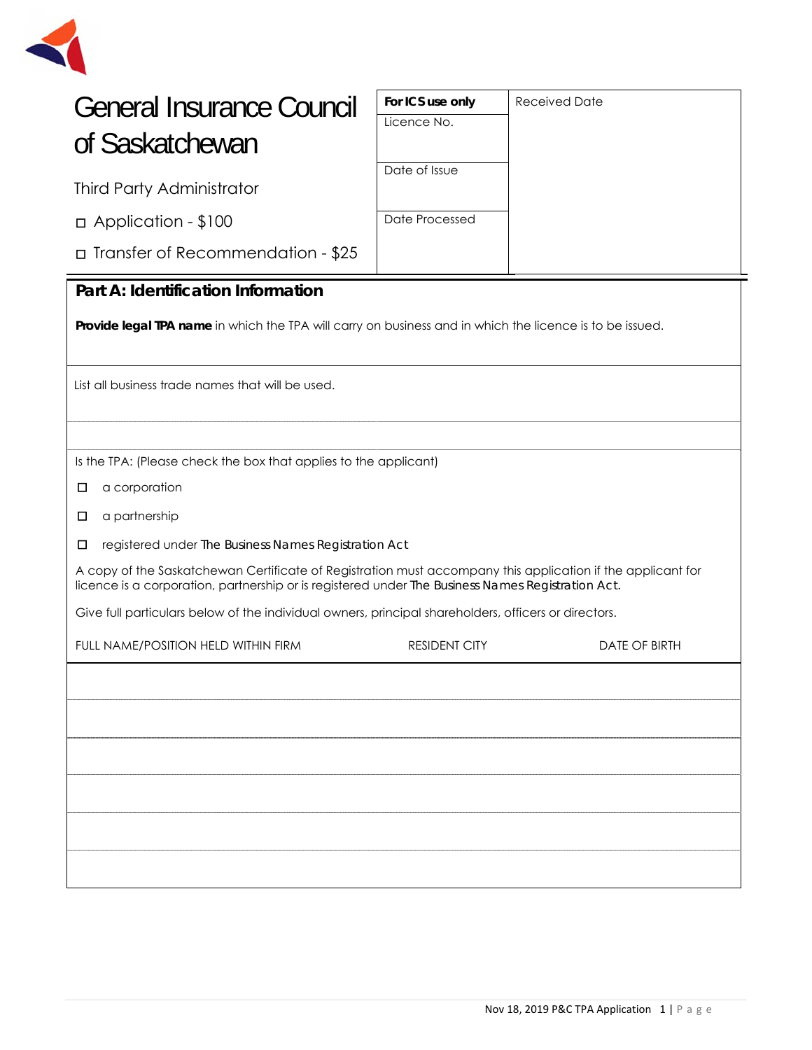# General Insurance Council of Saskatchewan

Third Party Administrator

☐ Application - $100

☐ Transfer of Recommendation - $25

| For ICS use only | Received Date |
|---|---|
| Licence No. | |
| Date of Issue | |
| Date Processed | |

## Part A: Identification Information

**Provide legal TPA name** in which the TPA will carry on business and in which the licence is to be issued.

List all business trade names that will be used.

Is the TPA: (Please check the box that applies to the applicant)

☐ a corporation

☐ a partnership

☐ registered under The Business Names Registration Act

A copy of the Saskatchewan Certificate of Registration must accompany this application if the applicant for licence is a corporation, partnership or is registered under The Business Names Registration Act.

Give full particulars below of the individual owners, principal shareholders, officers or directors.

| FULL NAME/POSITION HELD WITHIN FIRM | RESIDENT CITY | DATE OF BIRTH |
|---|---|---|
| | | |
| | | |
| | | |
| | | |
| | | |
| | | |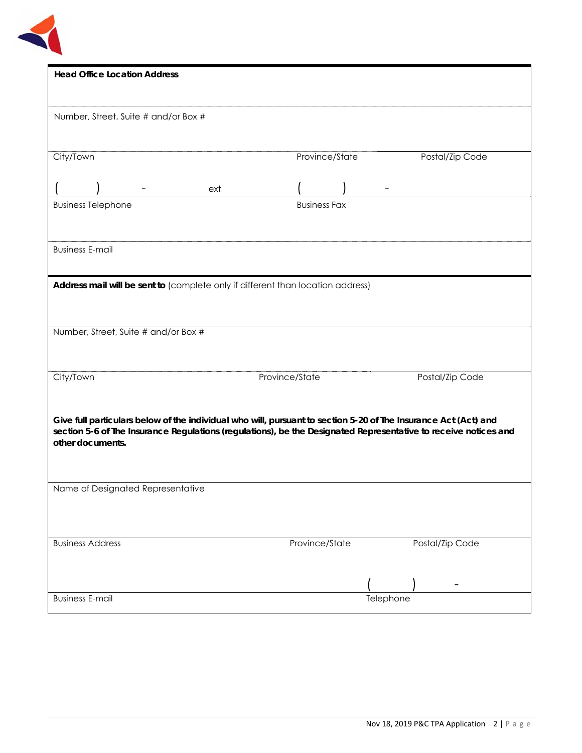**Head Office Location Address**

Number, Street, Suite # and/or Box #

City/Town | Province/State | Postal/Zip Code

(     )     -     ext     (     )     -

Business Telephone | Business Fax

Business E-mail

**Address mail will be sent to** (complete only if different than location address)

Number, Street, Suite # and/or Box #

City/Town | Province/State | Postal/Zip Code

**Give full particulars below of the individual who will, pursuant to section 5-20 of The Insurance Act (Act) and section 5-6 of The Insurance Regulations (regulations), be the Designated Representative to receive notices and other documents.**

Name of Designated Representative

Business Address | Province/State | Postal/Zip Code

(     )     -

Business E-mail | Telephone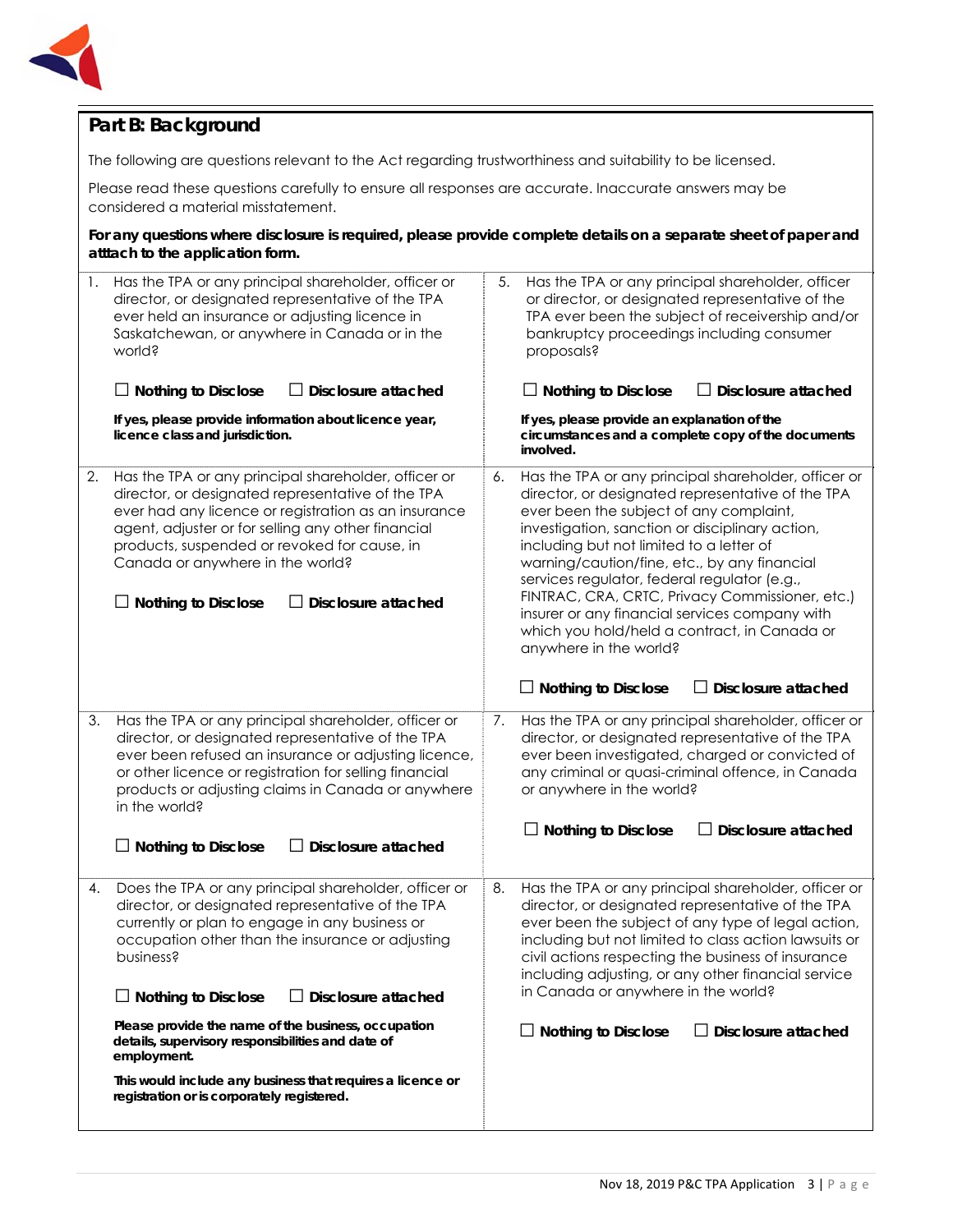## Part B: Background

The following are questions relevant to the Act regarding trustworthiness and suitability to be licensed.

Please read these questions carefully to ensure all responses are accurate. Inaccurate answers may be considered a material misstatement.

**For any questions where disclosure is required, please provide complete details on a separate sheet of paper and atttach to the application form.**

1. Has the TPA or any principal shareholder, officer or director, or designated representative of the TPA ever held an insurance or adjusting licence in Saskatchewan, or anywhere in Canada or in the world?

   ☐ **Nothing to Disclose** ☐ **Disclosure attached**

   **If yes, please provide information about licence year, licence class and jurisdiction.**

2. Has the TPA or any principal shareholder, officer or director, or designated representative of the TPA ever had any licence or registration as an insurance agent, adjuster or for selling any other financial products, suspended or revoked for cause, in Canada or anywhere in the world?

   ☐ **Nothing to Disclose** ☐ **Disclosure attached**

3. Has the TPA or any principal shareholder, officer or director, or designated representative of the TPA ever been refused an insurance or adjusting licence, or other licence or registration for selling financial products or adjusting claims in Canada or anywhere in the world?

   ☐ **Nothing to Disclose** ☐ **Disclosure attached**

4. Does the TPA or any principal shareholder, officer or director, or designated representative of the TPA currently or plan to engage in any business or occupation other than the insurance or adjusting business?

   ☐ **Nothing to Disclose** ☐ **Disclosure attached**

   **Please provide the name of the business, occupation details, supervisory responsibilities and date of employment.**

   **This would include any business that requires a licence or registration or is corporately registered.**

5. Has the TPA or any principal shareholder, officer or director, or designated representative of the TPA ever been the subject of receivership and/or bankruptcy proceedings including consumer proposals?

   ☐ **Nothing to Disclose** ☐ **Disclosure attached**

   **If yes, please provide an explanation of the circumstances and a complete copy of the documents involved.**

6. Has the TPA or any principal shareholder, officer or director, or designated representative of the TPA ever been the subject of any complaint, investigation, sanction or disciplinary action, including but not limited to a letter of warning/caution/fine, etc., by any financial services regulator, federal regulator (e.g., FINTRAC, CRA, CRTC, Privacy Commissioner, etc.) insurer or any financial services company with which you hold/held a contract, in Canada or anywhere in the world?

   ☐ **Nothing to Disclose** ☐ **Disclosure attached**

7. Has the TPA or any principal shareholder, officer or director, or designated representative of the TPA ever been investigated, charged or convicted of any criminal or quasi-criminal offence, in Canada or anywhere in the world?

   ☐ **Nothing to Disclose** ☐ **Disclosure attached**

8. Has the TPA or any principal shareholder, officer or director, or designated representative of the TPA ever been the subject of any type of legal action, including but not limited to class action lawsuits or civil actions respecting the business of insurance including adjusting, or any other financial service in Canada or anywhere in the world?

   ☐ **Nothing to Disclose** ☐ **Disclosure attached**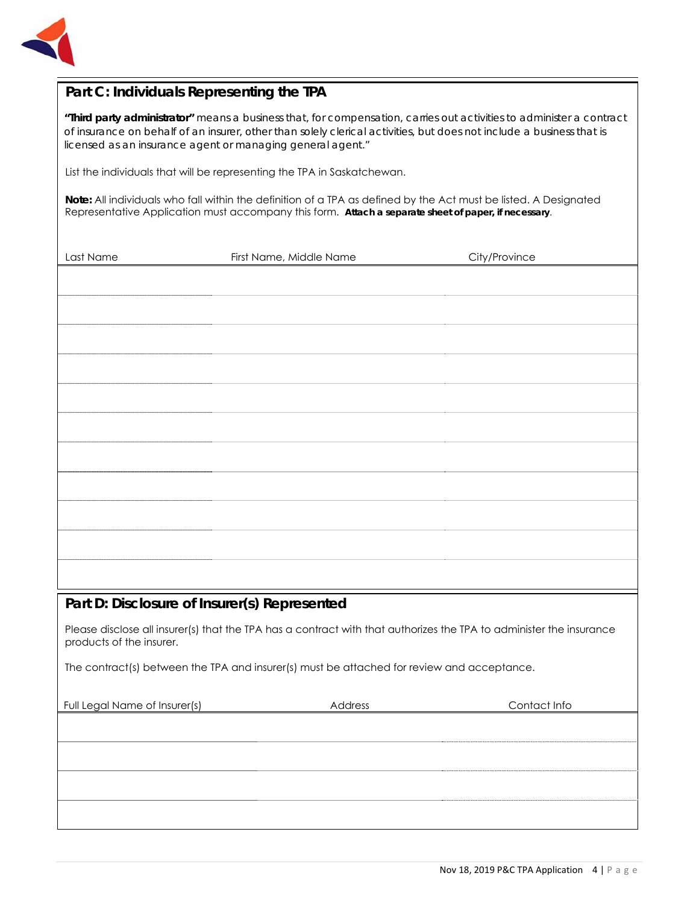## Part C: Individuals Representing the TPA

**"Third party administrator"** means a business that, for compensation, carries out activities to administer a contract of insurance on behalf of an insurer, other than solely clerical activities, but does not include a business that is licensed as an insurance agent or managing general agent."

List the individuals that will be representing the TPA in Saskatchewan.

**Note:** All individuals who fall within the definition of a TPA as defined by the Act must be listed. A Designated Representative Application must accompany this form. **Attach a separate sheet of paper, if necessary**.

| Last Name | First Name, Middle Name | City/Province |
|---|---|---|
| | | |
| | | |
| | | |
| | | |
| | | |
| | | |
| | | |
| | | |
| | | |
| | | |
| | | |

## Part D: Disclosure of Insurer(s) Represented

Please disclose all insurer(s) that the TPA has a contract with that authorizes the TPA to administer the insurance products of the insurer.

The contract(s) between the TPA and insurer(s) must be attached for review and acceptance.

| Full Legal Name of Insurer(s) | Address | Contact Info |
|---|---|---|
| | | |
| | | |
| | | |
| | | |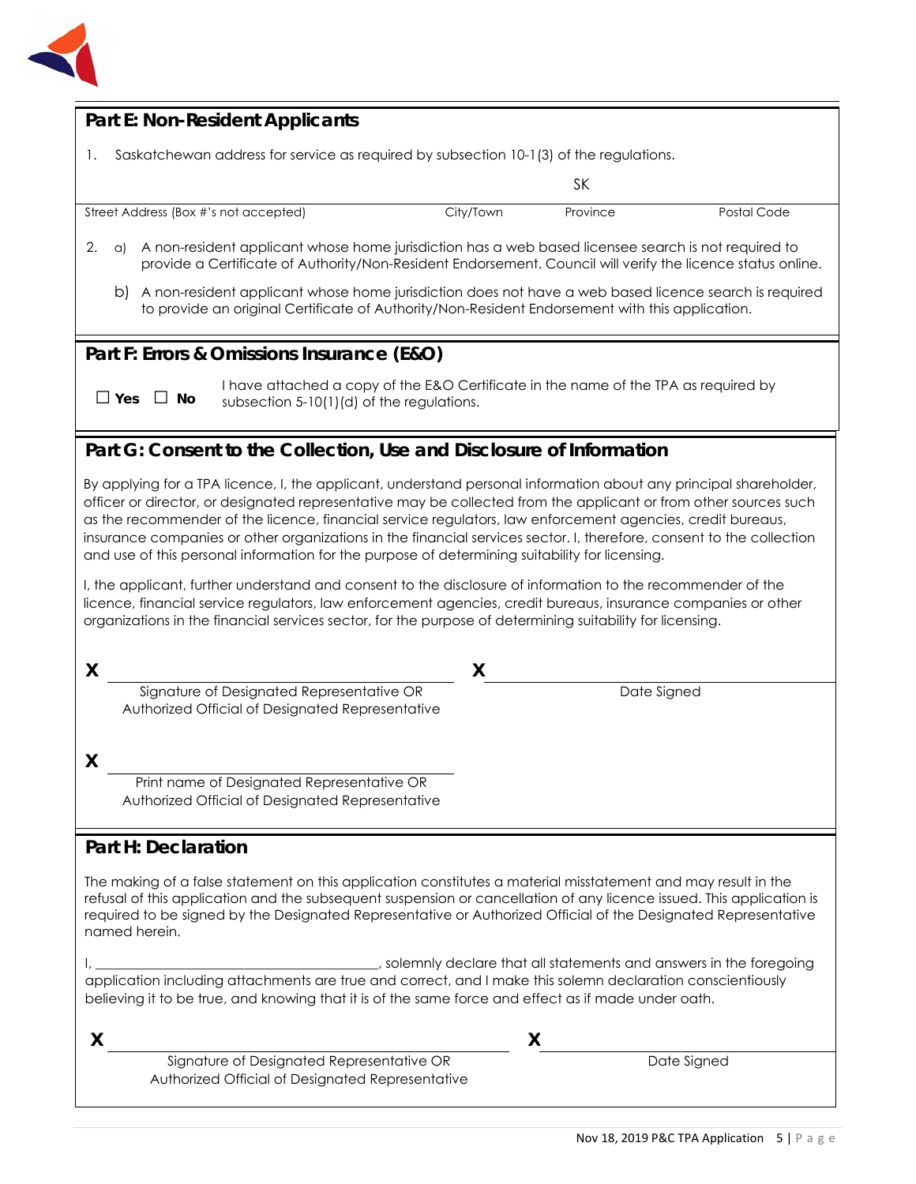## Part E: Non-Resident Applicants

1. Saskatchewan address for service as required by subsection 10-1(3) of the regulations.

| Street Address (Box #'s not accepted) | City/Town | Province | Postal Code |
|---|---|---|---|
| | | SK | |

2. a) A non-resident applicant whose home jurisdiction has a web based licensee search is not required to provide a Certificate of Authority/Non-Resident Endorsement. Council will verify the licence status online.

   b) A non-resident applicant whose home jurisdiction does not have a web based licence search is required to provide an original Certificate of Authority/Non-Resident Endorsement with this application.

## Part F: Errors & Omissions Insurance (E&O)

☐ **Yes** ☐ **No** I have attached a copy of the E&O Certificate in the name of the TPA as required by subsection 5-10(1)(d) of the regulations.

## Part G: Consent to the Collection, Use and Disclosure of Information

By applying for a TPA licence, I, the applicant, understand personal information about any principal shareholder, officer or director, or designated representative may be collected from the applicant or from other sources such as the recommender of the licence, financial service regulators, law enforcement agencies, credit bureaus, insurance companies or other organizations in the financial services sector. I, therefore, consent to the collection and use of this personal information for the purpose of determining suitability for licensing.

I, the applicant, further understand and consent to the disclosure of information to the recommender of the licence, financial service regulators, law enforcement agencies, credit bureaus, insurance companies or other organizations in the financial services sector, for the purpose of determining suitability for licensing.

**X** ______________________________
Signature of Designated Representative OR Authorized Official of Designated Representative

**X** ______________________________
Date Signed

**X** ______________________________
Print name of Designated Representative OR Authorized Official of Designated Representative

## Part H: Declaration

The making of a false statement on this application constitutes a material misstatement and may result in the refusal of this application and the subsequent suspension or cancellation of any licence issued. This application is required to be signed by the Designated Representative or Authorized Official of the Designated Representative named herein.

I, ______________________________, solemnly declare that all statements and answers in the foregoing application including attachments are true and correct, and I make this solemn declaration conscientiously believing it to be true, and knowing that it is of the same force and effect as if made under oath.

**X** ______________________________
Signature of Designated Representative OR Authorized Official of Designated Representative

**X** ______________________________
Date Signed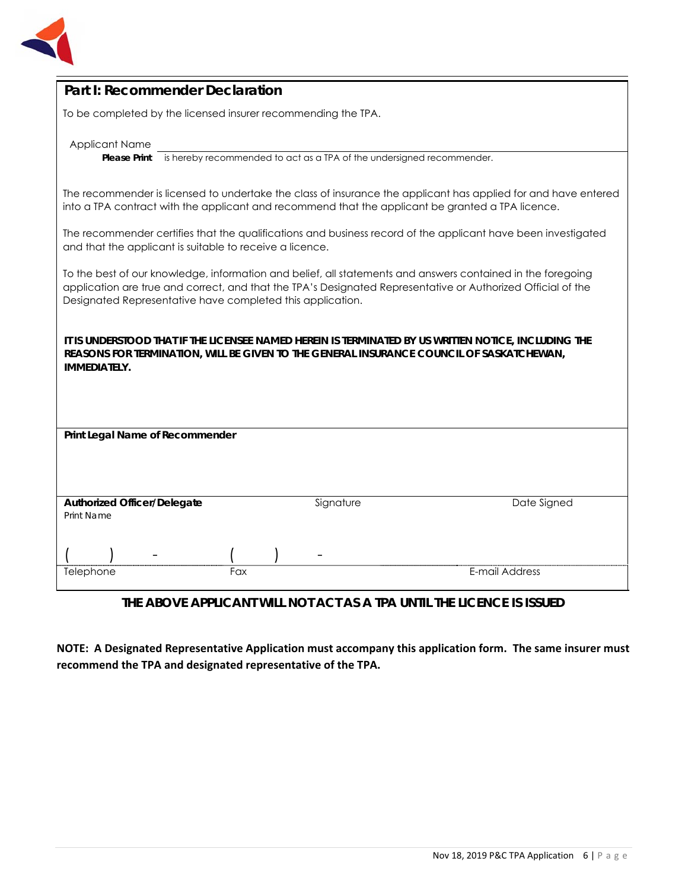## Part I: Recommender Declaration

To be completed by the licensed insurer recommending the TPA.

Applicant Name ______________________________________________

**Please Print** is hereby recommended to act as a TPA of the undersigned recommender.

The recommender is licensed to undertake the class of insurance the applicant has applied for and have entered into a TPA contract with the applicant and recommend that the applicant be granted a TPA licence.

The recommender certifies that the qualifications and business record of the applicant have been investigated and that the applicant is suitable to receive a licence.

To the best of our knowledge, information and belief, all statements and answers contained in the foregoing application are true and correct, and that the TPA's Designated Representative or Authorized Official of the Designated Representative have completed this application.

**IT IS UNDERSTOOD THAT IF THE LICENSEE NAMED HEREIN IS TERMINATED BY US WRITTEN NOTICE, INCLUDING THE REASONS FOR TERMINATION, WILL BE GIVEN TO THE GENERAL INSURANCE COUNCIL OF SASKATCHEWAN, IMMEDIATELY.**

**Print Legal Name of Recommender**

| **Authorized Officer/Delegate** Print Name | Signature | Date Signed |
|---|---|---|
| | | |

| ( ) - | ( ) - | |
|---|---|---|
| Telephone | Fax | E-mail Address |

**THE ABOVE APPLICANT WILL NOT ACT AS A TPA UNTIL THE LICENCE IS ISSUED**

**NOTE: A Designated Representative Application must accompany this application form. The same insurer must recommend the TPA and designated representative of the TPA.**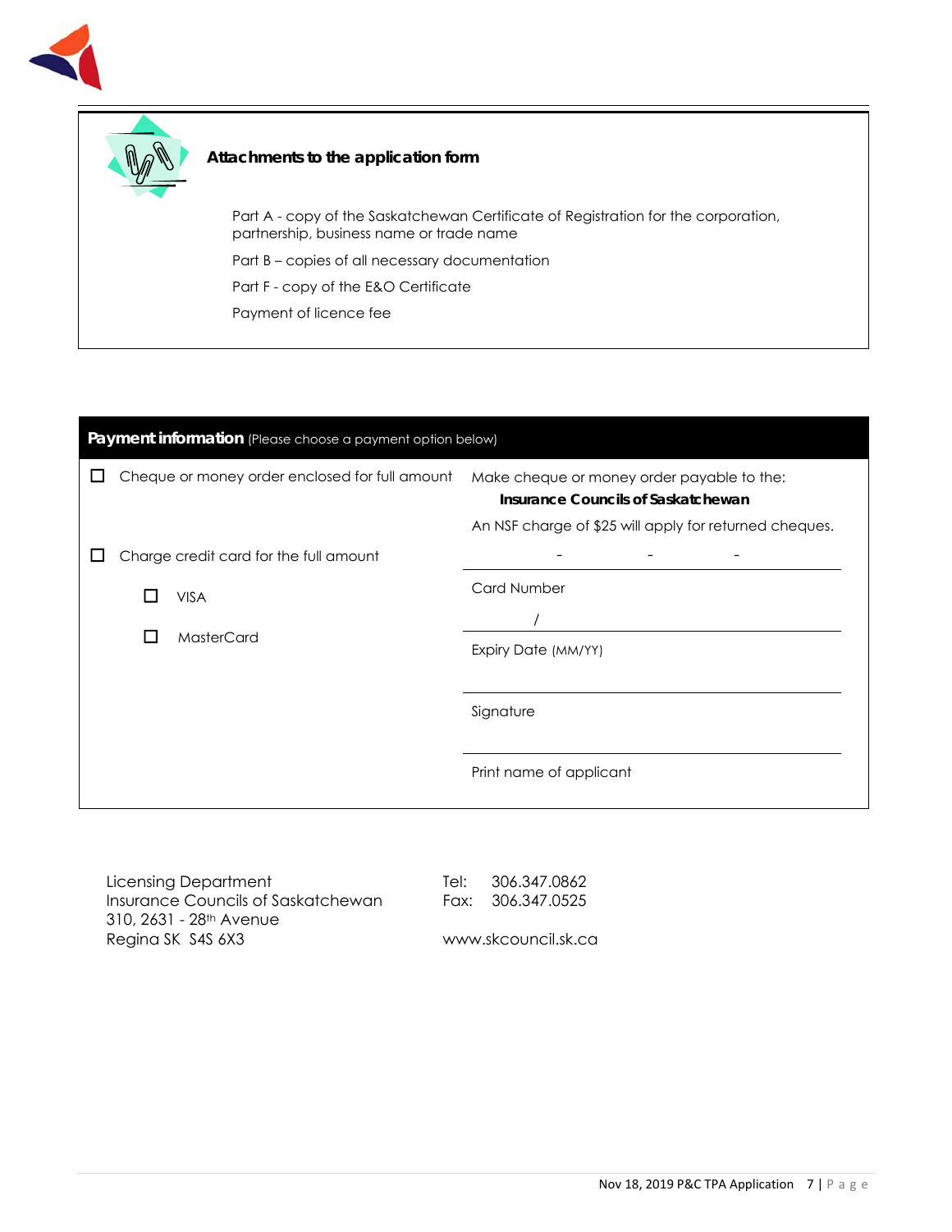## Attachments to the application form

Part A - copy of the Saskatchewan Certificate of Registration for the corporation, partnership, business name or trade name

Part B – copies of all necessary documentation

Part F - copy of the E&O Certificate

Payment of licence fee

## Payment information (Please choose a payment option below)

☐ Cheque or money order enclosed for full amount

Make cheque or money order payable to the:
**Insurance Councils of Saskatchewan**

An NSF charge of $25 will apply for returned cheques.

☐ Charge credit card for the full amount

- ☐ VISA
- ☐ MasterCard

\_\_\_\_\_\_\_\_ - \_\_\_\_\_\_\_\_ - \_\_\_\_\_\_\_\_ - \_\_\_\_\_\_\_\_
Card Number

\_\_\_\_\_\_\_\_ / \_\_\_\_\_\_\_\_
Expiry Date (MM/YY)

\_\_\_\_\_\_\_\_\_\_\_\_\_\_\_\_\_\_\_\_\_\_\_\_
Signature

\_\_\_\_\_\_\_\_\_\_\_\_\_\_\_\_\_\_\_\_\_\_\_\_
Print name of applicant

Licensing Department
Insurance Councils of Saskatchewan
310, 2631 - 28th Avenue
Regina SK S4S 6X3

Tel: 306.347.0862
Fax: 306.347.0525

www.skcouncil.sk.ca